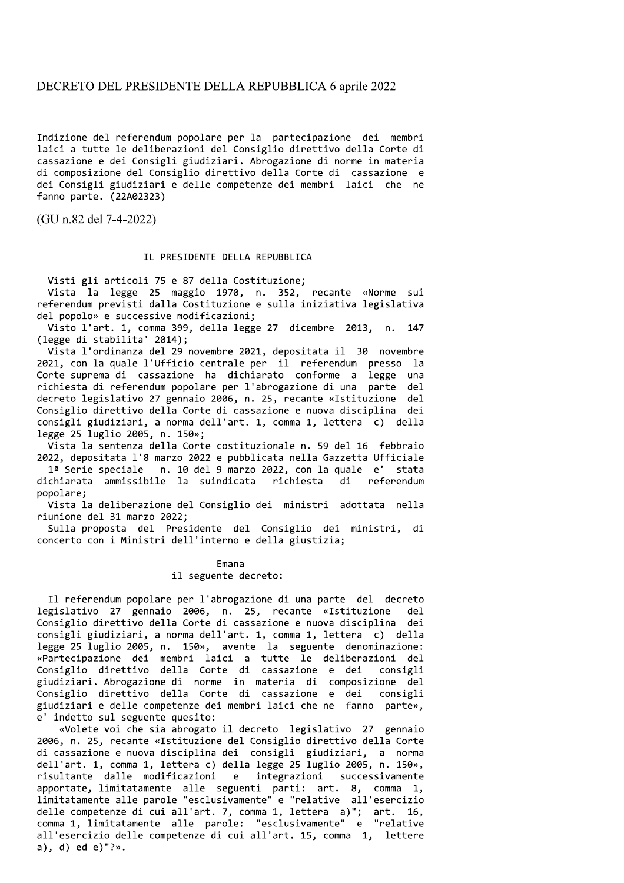# DECRETO DEL PRESIDENTE DELLA REPUBBLICA 6 aprile 2022

Indizione del referendum popolare per la partecipazione dei membri laici a tutte le deliberazioni del Consiglio direttivo della Corte di cassazione e dei Consigli giudiziari. Abrogazione di norme in materia di composizione del Consiglio direttivo della Corte di cassazione e dei Consigli giudiziari e delle competenze dei membri laici che ne fanno parte. (22A02323)

(GU n.82 del 7-4-2022)

## IL PRESIDENTE DELLA REPUBBLICA

Visti gli articoli 75 e 87 della Costituzione;

Vista la legge 25 maggio 1970, n. 352, recante «Norme sui referendum previsti dalla Costituzione e sulla iniziativa legislativa del popolo» e successive modificazioni;

Visto l'art. 1, comma 399, della legge 27 dicembre 2013, n. 147 (legge di stabilita' 2014);

Vista l'ordinanza del 29 novembre 2021, depositata il 30 novembre 2021, con la quale l'Ufficio centrale per il referendum presso la Corte suprema di cassazione ha dichiarato conforme a legge una richiesta di referendum popolare per l'abrogazione di una parte del decreto legislativo 27 gennaio 2006, n. 25, recante «Istituzione del Consiglio direttivo della Corte di cassazione e nuova disciplina dei consigli giudiziari, a norma dell'art. 1, comma 1, lettera c) della legge 25 luglio 2005, n. 150»;

Vista la sentenza della Corte costituzionale n. 59 del 16 febbraio 2022, depositata l'8 marzo 2022 e pubblicata nella Gazzetta Ufficiale - 1ª Serie speciale - n. 10 del 9 marzo 2022, con la quale e' stata dichiarata ammissibile la suindicata richiesta di referendum popolare;

Vista la deliberazione del Consiglio dei ministri adottata nella riunione del 31 marzo 2022;

Sulla proposta del Presidente del Consiglio dei ministri, di concerto con i Ministri dell'interno e della giustizia;

Emana
il seguente decreto:

Il referendum popolare per l'abrogazione di una parte del decreto legislativo 27 gennaio 2006, n. 25, recante «Istituzione del Consiglio direttivo della Corte di cassazione e nuova disciplina dei consigli giudiziari, a norma dell'art. 1, comma 1, lettera c) della legge 25 luglio 2005, n. 150», avente la seguente denominazione: «Partecipazione dei membri laici a tutte le deliberazioni del Consiglio direttivo della Corte di cassazione e dei consigli giudiziari. Abrogazione di norme in materia di composizione del Consiglio direttivo della Corte di cassazione e dei consigli giudiziari e delle competenze dei membri laici che ne fanno parte», e' indetto sul seguente quesito:

«Volete voi che sia abrogato il decreto legislativo 27 gennaio 2006, n. 25, recante «Istituzione del Consiglio direttivo della Corte di cassazione e nuova disciplina dei consigli giudiziari, a norma dell'art. 1, comma 1, lettera c) della legge 25 luglio 2005, n. 150», risultante dalle modificazioni e integrazioni successivamente apportate, limitatamente alle seguenti parti: art. 8, comma 1, limitatamente alle parole "esclusivamente" e "relative all'esercizio delle competenze di cui all'art. 7, comma 1, lettera a)"; art. 16, comma 1, limitatamente alle parole: "esclusivamente" e "relative all'esercizio delle competenze di cui all'art. 15, comma 1, lettere a), d) ed e)"?».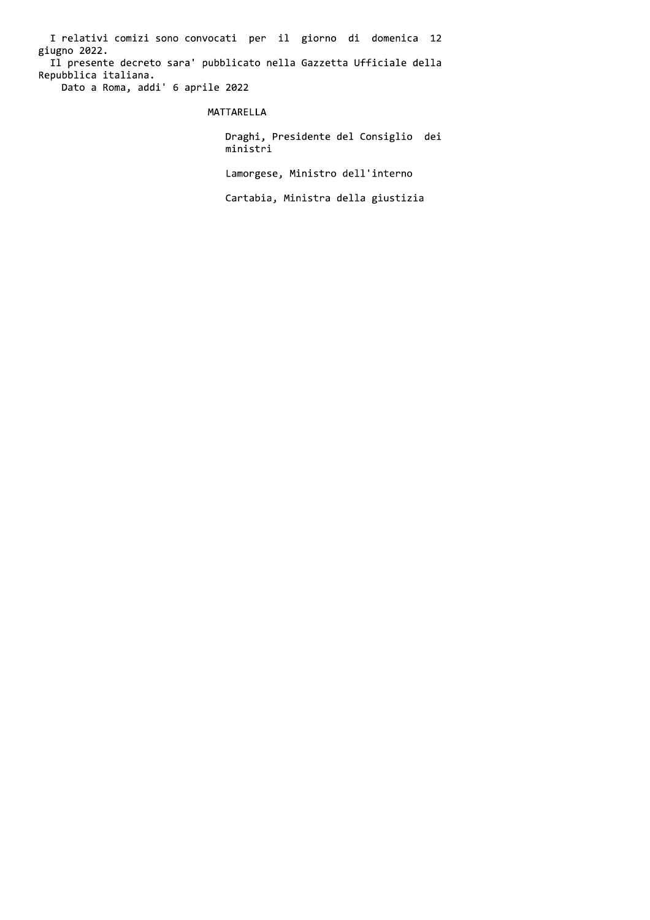I relativi comizi sono convocati per il giorno di domenica 12 giugno 2022.

Il presente decreto sara' pubblicato nella Gazzetta Ufficiale della Repubblica italiana.

Dato a Roma, addi' 6 aprile 2022

MATTARELLA

Draghi, Presidente del Consiglio dei ministri

Lamorgese, Ministro dell'interno

Cartabia, Ministra della giustizia